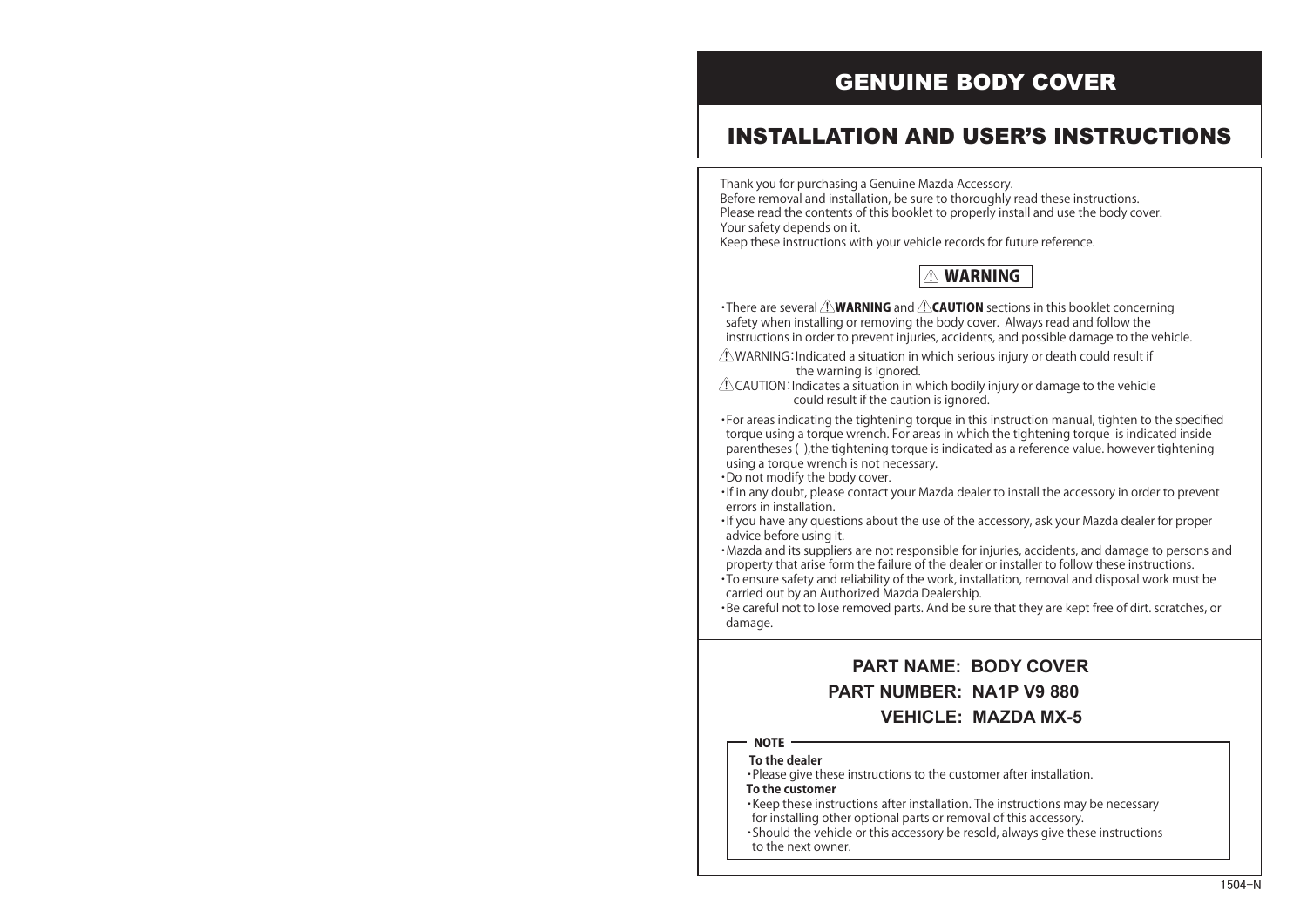# GENUINE BODY COVER

## INSTALLATION AND USER'S INSTRUCTIONS

Thank you for purchasing a Genuine Mazda Accessory.
Before removal and installation, be sure to thoroughly read these instructions.
Please read the contents of this booklet to properly install and use the body cover.
Your safety depends on it.
Keep these instructions with your vehicle records for future reference.

### ⚠ WARNING

- There are several ⚠**WARNING** and ⚠**CAUTION** sections in this booklet concerning safety when installing or removing the body cover. Always read and follow the instructions in order to prevent injuries, accidents, and possible damage to the vehicle.

⚠WARNING：Indicated a situation in which serious injury or death could result if the warning is ignored.
⚠CAUTION：Indicates a situation in which bodily injury or damage to the vehicle could result if the caution is ignored.

- For areas indicating the tightening torque in this instruction manual, tighten to the specified torque using a torque wrench. For areas in which the tightening torque is indicated inside parentheses ( ),the tightening torque is indicated as a reference value. however tightening using a torque wrench is not necessary.
- Do not modify the body cover.
- If in any doubt, please contact your Mazda dealer to install the accessory in order to prevent errors in installation.
- If you have any questions about the use of the accessory, ask your Mazda dealer for proper advice before using it.
- Mazda and its suppliers are not responsible for injuries, accidents, and damage to persons and property that arise form the failure of the dealer or installer to follow these instructions.
- To ensure safety and reliability of the work, installation, removal and disposal work must be carried out by an Authorized Mazda Dealership.
- Be careful not to lose removed parts. And be sure that they are kept free of dirt. scratches, or damage.

**PART NAME: BODY COVER**
**PART NUMBER: NA1P V9 880**
**VEHICLE: MAZDA MX-5**

**NOTE**

**To the dealer**
- Please give these instructions to the customer after installation.

**To the customer**
- Keep these instructions after installation. The instructions may be necessary for installing other optional parts or removal of this accessory.
- Should the vehicle or this accessory be resold, always give these instructions to the next owner.

1504−N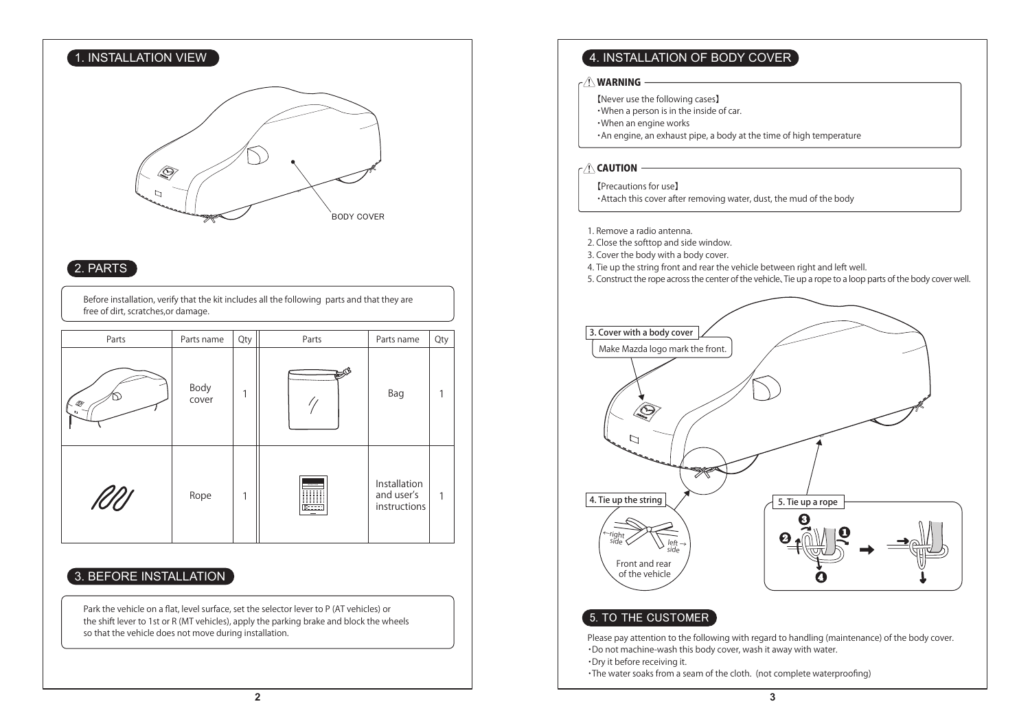## 1. INSTALLATION VIEW

BODY COVER

## 2. PARTS

Before installation, verify that the kit includes all the following parts and that they are free of dirt, scratches,or damage.

| Parts | Parts name | Qty | Parts | Parts name | Qty |
|---|---|---|---|---|---|
| | Body cover | 1 | | Bag | 1 |
| | Rope | 1 | | Installation and user's instructions | 1 |

## 3. BEFORE INSTALLATION

Park the vehicle on a flat, level surface, set the selector lever to P (AT vehicles) or the shift lever to 1st or R (MT vehicles), apply the parking brake and block the wheels so that the vehicle does not move during installation.

## 4. INSTALLATION OF BODY COVER

**⚠ WARNING**

【Never use the following cases】
- When a person is in the inside of car.
- When an engine works
- An engine, an exhaust pipe, a body at the time of high temperature

**⚠ CAUTION**

【Precautions for use】
- Attach this cover after removing water, dust, the mud of the body

1. Remove a radio antenna.
2. Close the softtop and side window.
3. Cover the body with a body cover.
4. Tie up the string front and rear the vehicle between right and left well.
5. Construct the rope across the center of the vehicle、Tie up a rope to a loop parts of the body cover well.

3. Cover with a body cover

Make Mazda logo mark the front.

4. Tie up the string

←right side

left → side

Front and rear of the vehicle

5. Tie up a rope

## 5. TO THE CUSTOMER

Please pay attention to the following with regard to handling (maintenance) of the body cover.
- Do not machine-wash this body cover, wash it away with water.
- Dry it before receiving it.
- The water soaks from a seam of the cloth. (not complete waterproofing)